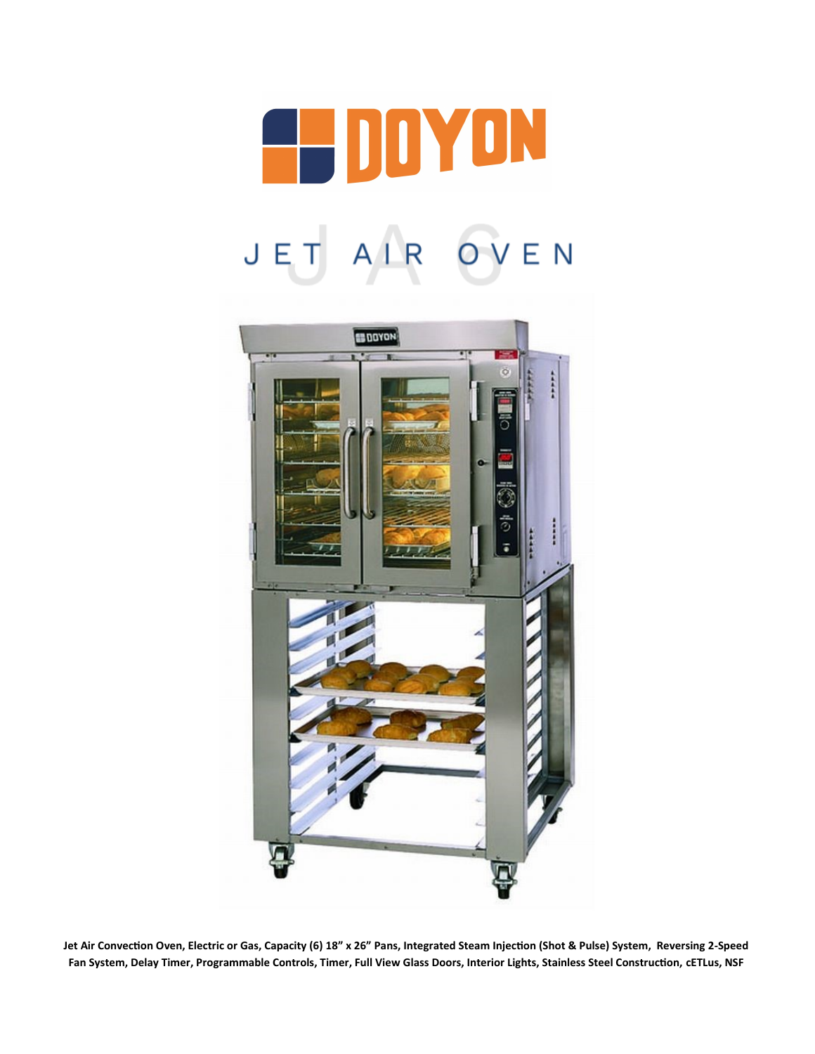# DOYON

## JET AIR OVEN

JA6

**Jet Air Convection Oven, Electric or Gas, Capacity (6) 18" x 26" Pans, Integrated Steam Injection (Shot & Pulse) System, Reversing 2-Speed Fan System, Delay Timer, Programmable Controls, Timer, Full View Glass Doors, Interior Lights, Stainless Steel Construction, cETLus, NSF**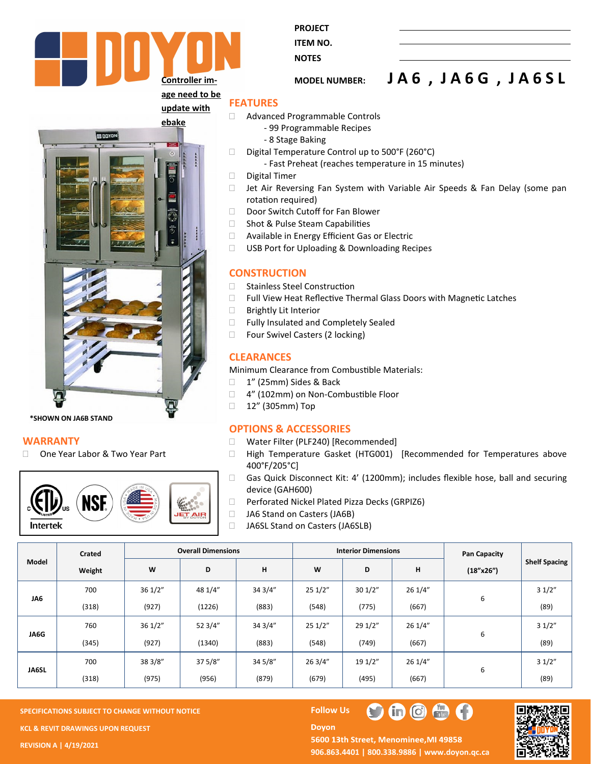# DOYON

Controller image need to be update with ebake

PROJECT

ITEM NO.

NOTES

MODEL NUMBER: **JA6, JA6G, JA6SL**

## FEATURES

- Advanced Programmable Controls
  - 99 Programmable Recipes
  - 8 Stage Baking
- Digital Temperature Control up to 500°F (260°C)
  - Fast Preheat (reaches temperature in 15 minutes)
- Digital Timer
- Jet Air Reversing Fan System with Variable Air Speeds & Fan Delay (some pan rotation required)
- Door Switch Cutoff for Fan Blower
- Shot & Pulse Steam Capabilities
- Available in Energy Efficient Gas or Electric
- USB Port for Uploading & Downloading Recipes

## CONSTRUCTION

- Stainless Steel Construction
- Full View Heat Reflective Thermal Glass Doors with Magnetic Latches
- Brightly Lit Interior
- Fully Insulated and Completely Sealed
- Four Swivel Casters (2 locking)

## CLEARANCES

Minimum Clearance from Combustible Materials:

- 1" (25mm) Sides & Back
- 4" (102mm) on Non-Combustible Floor
- 12" (305mm) Top

*SHOWN ON JA6B STAND

## WARRANTY

- One Year Labor & Two Year Part

## OPTIONS & ACCESSORIES

- Water Filter (PLF240) [Recommended]
- High Temperature Gasket (HTG001) [Recommended for Temperatures above 400°F/205°C]
- Gas Quick Disconnect Kit: 4' (1200mm); includes flexible hose, ball and securing device (GAH600)
- Perforated Nickel Plated Pizza Decks (GRPIZ6)
- JA6 Stand on Casters (JA6B)
- JA6SL Stand on Casters (JA6SLB)

| Model | Crated Weight | Overall Dimensions | | | Interior Dimensions | | | Pan Capacity (18"x26") | Shelf Spacing |
|---|---|---|---|---|---|---|---|---|---|
| | | W | D | H | W | D | H | | |
| JA6 | 700 (318) | 36 1/2" (927) | 48 1/4" (1226) | 34 3/4" (883) | 25 1/2" (548) | 30 1/2" (775) | 26 1/4" (667) | 6 | 3 1/2" (89) |
| JA6G | 760 (345) | 36 1/2" (927) | 52 3/4" (1340) | 34 3/4" (883) | 25 1/2" (548) | 29 1/2" (749) | 26 1/4" (667) | 6 | 3 1/2" (89) |
| JA6SL | 700 (318) | 38 3/8" (975) | 37 5/8" (956) | 34 5/8" (879) | 26 3/4" (679) | 19 1/2" (495) | 26 1/4" (667) | 6 | 3 1/2" (89) |

SPECIFICATIONS SUBJECT TO CHANGE WITHOUT NOTICE

KCL & REVIT DRAWINGS UPON REQUEST

REVISION A | 4/19/2021

Follow Us

Doyon
5600 13th Street, Menominee, MI 49858
906.863.4401 | 800.338.9886 | www.doyon.qc.ca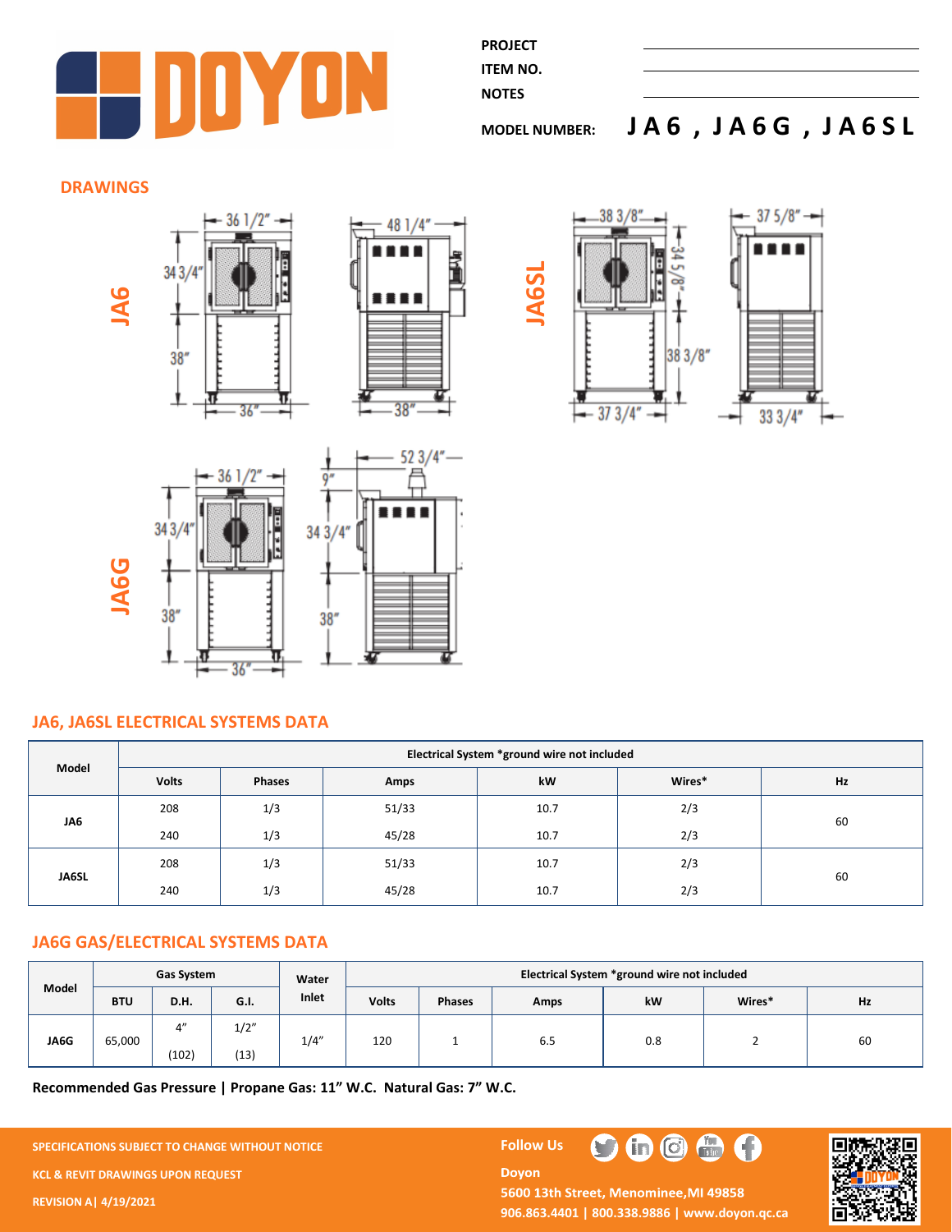PROJECT

ITEM NO.

NOTES

MODEL NUMBER: **JA6, JA6G, JA6SL**

## DRAWINGS

JA6

36 1/2"

48 1/4"

34 3/4"

38"

36"

38"

JA6SL

38 3/8"

37 5/8"

34 5/8"

38 3/8"

37 3/4"

33 3/4"

JA6G

36 1/2"

52 3/4"

9"

34 3/4"

34 3/4"

38"

38"

36"

## JA6, JA6SL ELECTRICAL SYSTEMS DATA

| Model | Electrical System *ground wire not included | | | | | |
|---|---|---|---|---|---|---|
| | Volts | Phases | Amps | kW | Wires* | Hz |
| JA6 | 208 | 1/3 | 51/33 | 10.7 | 2/3 | 60 |
| | 240 | 1/3 | 45/28 | 10.7 | 2/3 | |
| JA6SL | 208 | 1/3 | 51/33 | 10.7 | 2/3 | 60 |
| | 240 | 1/3 | 45/28 | 10.7 | 2/3 | |

## JA6G GAS/ELECTRICAL SYSTEMS DATA

| Model | Gas System | | | Water Inlet | Electrical System *ground wire not included | | | | | |
|---|---|---|---|---|---|---|---|---|---|---|
| | BTU | D.H. | G.I. | | Volts | Phases | Amps | kW | Wires* | Hz |
| JA6G | 65,000 | 4" (102) | 1/2" (13) | 1/4" | 120 | 1 | 6.5 | 0.8 | 2 | 60 |

**Recommended Gas Pressure | Propane Gas: 11" W.C. Natural Gas: 7" W.C.**

SPECIFICATIONS SUBJECT TO CHANGE WITHOUT NOTICE

KCL & REVIT DRAWINGS UPON REQUEST

REVISION A| 4/19/2021

Follow Us

Doyon

5600 13th Street, Menominee,MI 49858

906.863.4401 | 800.338.9886 | www.doyon.qc.ca